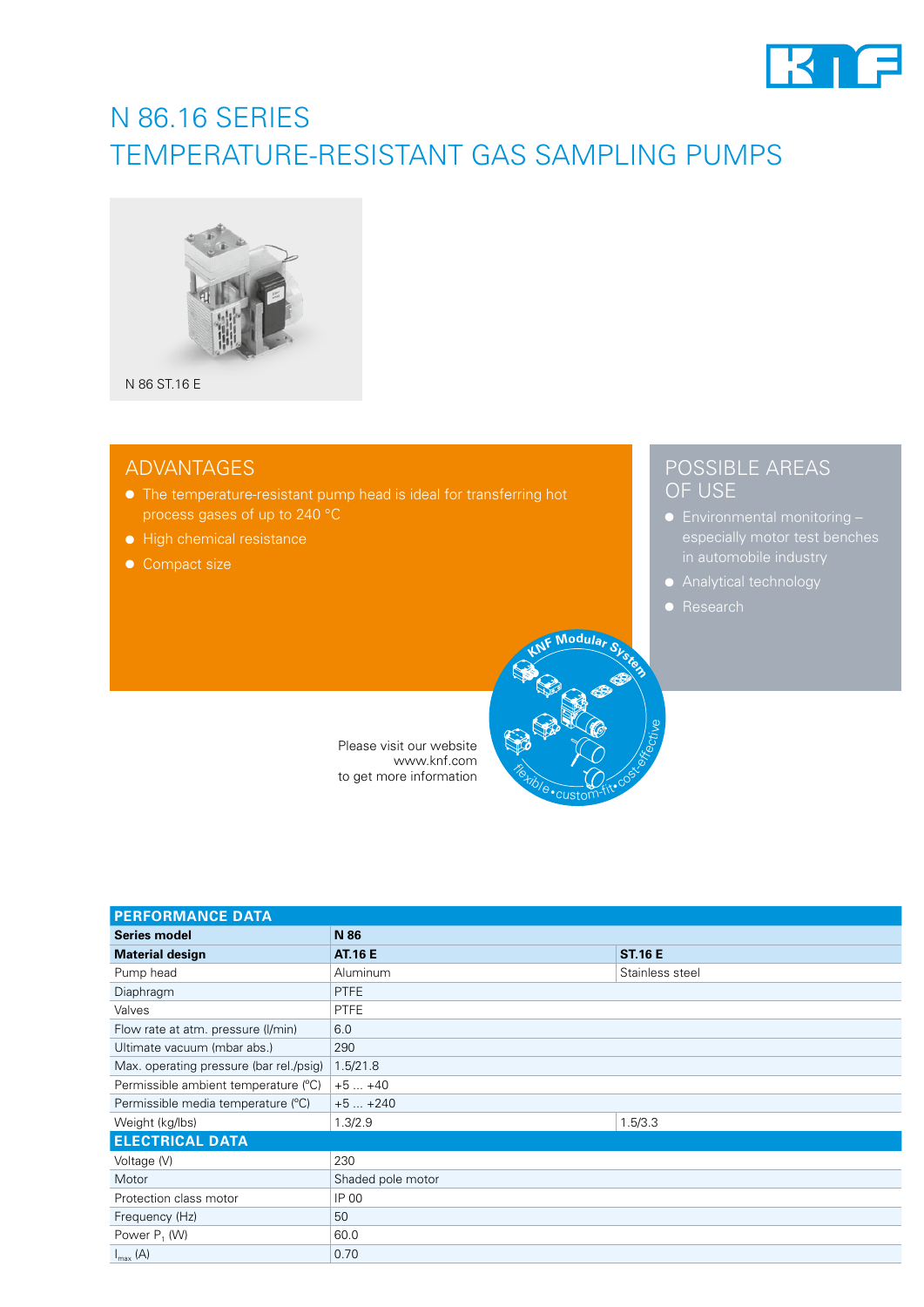# N 86.16 SERIES
# TEMPERATURE-RESISTANT GAS SAMPLING PUMPS

N 86 ST.16 E

## ADVANTAGES

- The temperature-resistant pump head is ideal for transferring hot process gases of up to 240 °C
- High chemical resistance
- Compact size

## POSSIBLE AREAS OF USE

- Environmental monitoring – especially motor test benches in automobile industry
- Analytical technology
- Research

Please visit our website www.knf.com to get more information

KNF Modular System
flexible • custom-fit • cost-effective

| PERFORMANCE DATA | | |
|---|---|---|
| **Series model** | **N 86** | |
| **Material design** | **AT.16 E** | **ST.16 E** |
| Pump head | Aluminum | Stainless steel |
| Diaphragm | PTFE | |
| Valves | PTFE | |
| Flow rate at atm. pressure (l/min) | 6.0 | |
| Ultimate vacuum (mbar abs.) | 290 | |
| Max. operating pressure (bar rel./psig) | 1.5/21.8 | |
| Permissible ambient temperature (°C) | +5 ... +40 | |
| Permissible media temperature (°C) | +5 ... +240 | |
| Weight (kg/lbs) | 1.3/2.9 | 1.5/3.3 |
| **ELECTRICAL DATA** | | |
| Voltage (V) | 230 | |
| Motor | Shaded pole motor | |
| Protection class motor | IP 00 | |
| Frequency (Hz) | 50 | |
| Power $P_1$ (W) | 60.0 | |
| $I_{max}$ (A) | 0.70 | |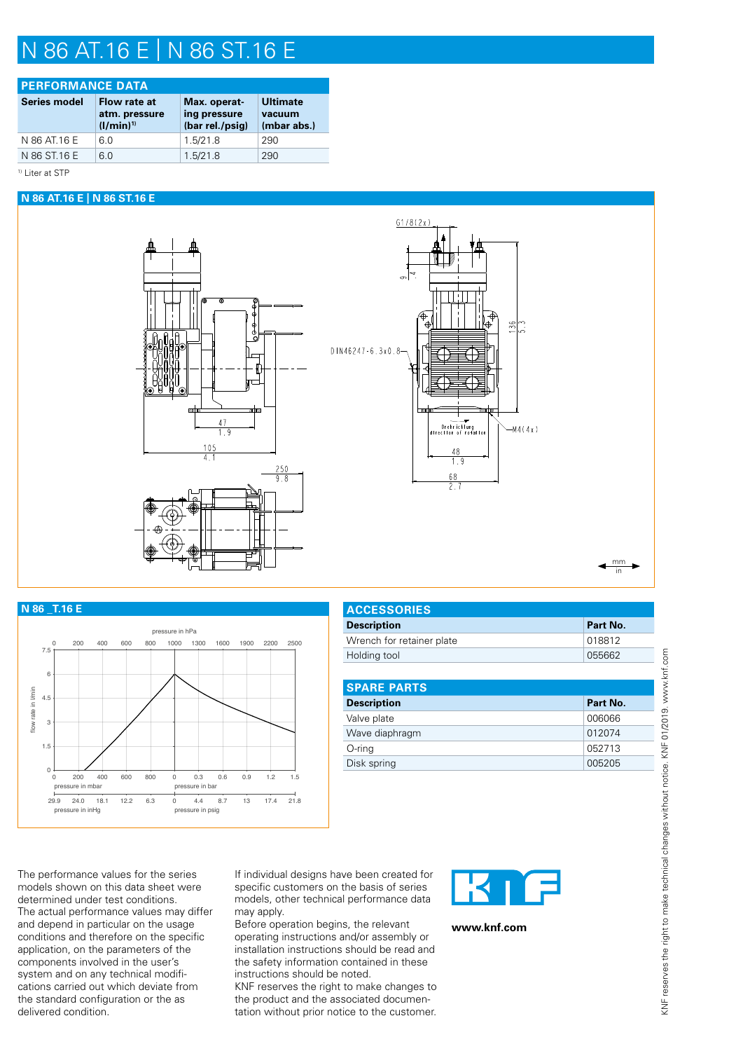# N 86 AT.16 E | N 86 ST.16 E

## PERFORMANCE DATA

| Series model | Flow rate at atm. pressure (l/min)[1] | Max. operating pressure (bar rel./psig) | Ultimate vacuum (mbar abs.) |
|---|---|---|---|
| N 86 AT.16 E | 6.0 | 1.5/21.8 | 290 |
| N 86 ST.16 E | 6.0 | 1.5/21.8 | 290 |

[1] Liter at STP

## N 86 AT.16 E | N 86 ST.16 E

G1/8(2x)

9
.4

136
5.3

DIN46247-6.3x0.8

Drehrichtung
direction of rotation

M4(4x)

47
1.9

105
4.1

48
1.9

68
2.7

250
9.8

mm
in

## N 86 _T.16 E

pressure in hPa

0 200 400 600 800 1000 1300 1600 1900 2200 2500

flow rate in l/min

7.5
6
4.5
3
1.5
0

0 200 400 600 800 0 0.3 0.6 0.9 1.2 1.5

pressure in mbar pressure in bar

29.9 24.0 18.1 12.2 6.3 0 4.4 8.7 13 17.4 21.8

pressure in inHg pressure in psig

## ACCESSORIES

| Description | Part No. |
|---|---|
| Wrench for retainer plate | 018812 |
| Holding tool | 055662 |

## SPARE PARTS

| Description | Part No. |
|---|---|
| Valve plate | 006066 |
| Wave diaphragm | 012074 |
| O-ring | 052713 |
| Disk spring | 005205 |

The performance values for the series models shown on this data sheet were determined under test conditions. The actual performance values may differ and depend in particular on the usage conditions and therefore on the specific application, on the parameters of the components involved in the user's system and on any technical modifications carried out which deviate from the standard configuration or the as delivered condition.

If individual designs have been created for specific customers on the basis of series models, other technical performance data may apply.
Before operation begins, the relevant operating instructions and/or assembly or installation instructions should be read and the safety information contained in these instructions should be noted.
KNF reserves the right to make changes to the product and the associated documentation without prior notice to the customer.

**www.knf.com**

KNF reserves the right to make technical changes without notice. KNF 01/2019. www.knf.com